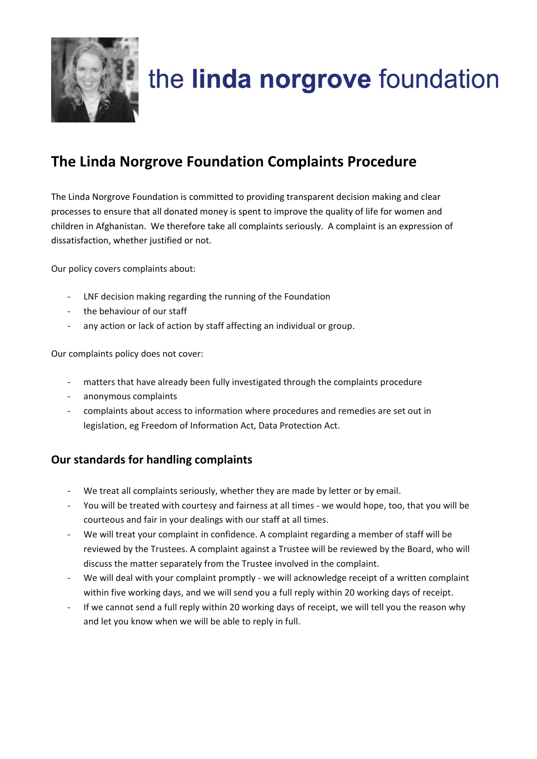the **linda norgrove** foundation

# The Linda Norgrove Foundation Complaints Procedure

The Linda Norgrove Foundation is committed to providing transparent decision making and clear processes to ensure that all donated money is spent to improve the quality of life for women and children in Afghanistan. We therefore take all complaints seriously. A complaint is an expression of dissatisfaction, whether justified or not.

Our policy covers complaints about:

- LNF decision making regarding the running of the Foundation
- the behaviour of our staff
- any action or lack of action by staff affecting an individual or group.

Our complaints policy does not cover:

- matters that have already been fully investigated through the complaints procedure
- anonymous complaints
- complaints about access to information where procedures and remedies are set out in legislation, eg Freedom of Information Act, Data Protection Act.

## Our standards for handling complaints

- We treat all complaints seriously, whether they are made by letter or by email.
- You will be treated with courtesy and fairness at all times - we would hope, too, that you will be courteous and fair in your dealings with our staff at all times.
- We will treat your complaint in confidence. A complaint regarding a member of staff will be reviewed by the Trustees. A complaint against a Trustee will be reviewed by the Board, who will discuss the matter separately from the Trustee involved in the complaint.
- We will deal with your complaint promptly - we will acknowledge receipt of a written complaint within five working days, and we will send you a full reply within 20 working days of receipt.
- If we cannot send a full reply within 20 working days of receipt, we will tell you the reason why and let you know when we will be able to reply in full.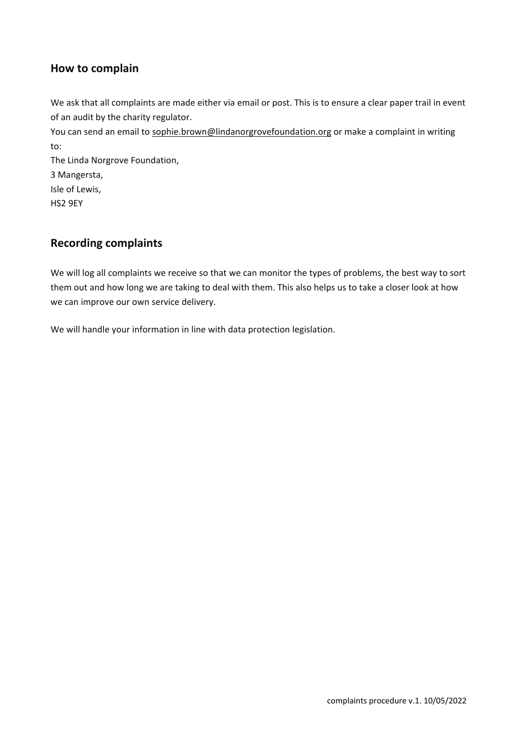## How to complain

We ask that all complaints are made either via email or post. This is to ensure a clear paper trail in event of an audit by the charity regulator.

You can send an email to sophie.brown@lindanorgrovefoundation.org or make a complaint in writing to:

The Linda Norgrove Foundation,
3 Mangersta,
Isle of Lewis,
HS2 9EY

## Recording complaints

We will log all complaints we receive so that we can monitor the types of problems, the best way to sort them out and how long we are taking to deal with them. This also helps us to take a closer look at how we can improve our own service delivery.

We will handle your information in line with data protection legislation.

complaints procedure v.1. 10/05/2022